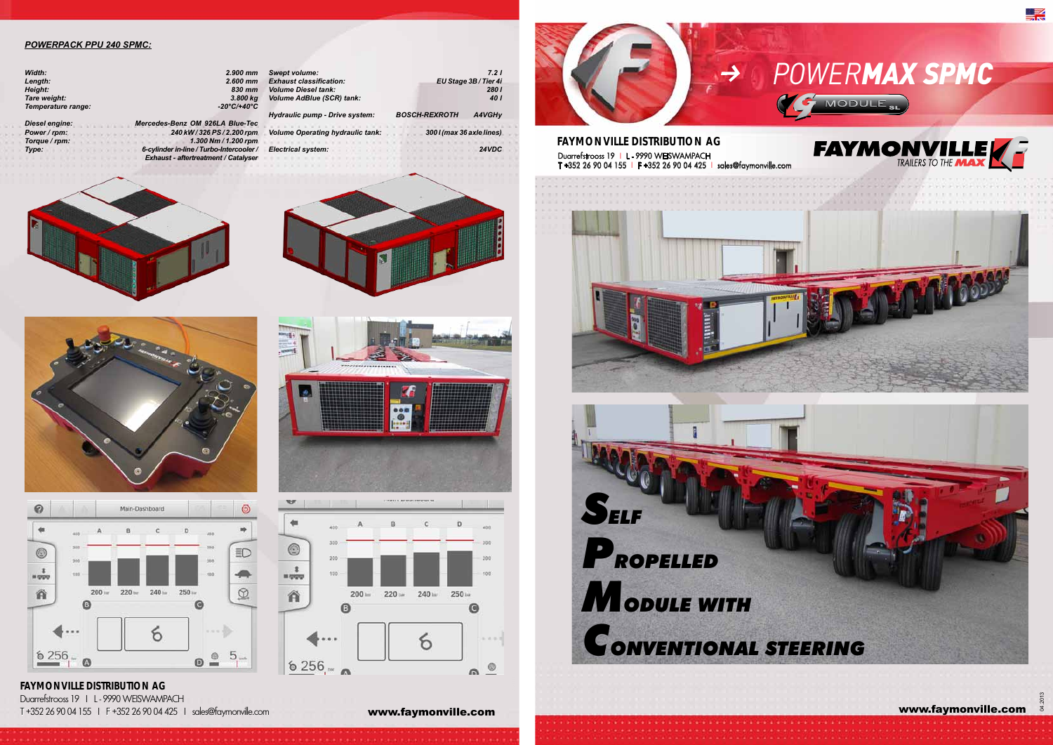# POWERMAX SPMC

MODULE SL

**FAYMONVILLE DISTRIBUTION AG**
Duarrefstrooss 19 | L - 9990 WEISWAMPACH
T +352 26 90 04 155 | F +352 26 90 04 425 | sales@faymonville.com

FAYMONVILLE TRAILERS TO THE MAX

## SELF PROPELLED MODULE WITH CONVENTIONAL STEERING

www.faymonville.com

## *POWERPACK PPU 240 SPMC:*

| | | | |
|---|---|---|---|
| *Width:* | *2.900 mm* | *Swept volume:* | *7.2 l* |
| *Length:* | *2.600 mm* | *Exhaust classification:* | *EU Stage 3B / Tier 4i* |
| *Height:* | *830 mm* | *Volume Diesel tank:* | *280 l* |
| *Tare weight:* | *3.800 kg* | *Volume AdBlue (SCR) tank:* | *40 l* |
| *Temperature range:* | *-20°C/+40°C* | *Hydraulic pump - Drive system:* | *BOSCH-REXROTH A4VGHy* |
| *Diesel engine:* | *Mercedes-Benz OM 926LA Blue-Tec* | | |
| *Power / rpm:* | *240 kW / 326 PS / 2.200 rpm* | *Volume Operating hydraulic tank:* | *300 l (max 36 axle lines)* |
| *Torque / rpm:* | *1.300 Nm / 1.200 rpm* | | |
| *Type:* | *6-cylinder in-line / Turbo-Intercooler / Exhaust - aftertreatment / Catalyser* | *Electrical system:* | *24VDC* |

**FAYMONVILLE DISTRIBUTION AG**
Duarrefstrooss 19 | L - 9990 WEISWAMPACH
T +352 26 90 04 155 | F +352 26 90 04 425 | sales@faymonville.com

www.faymonville.com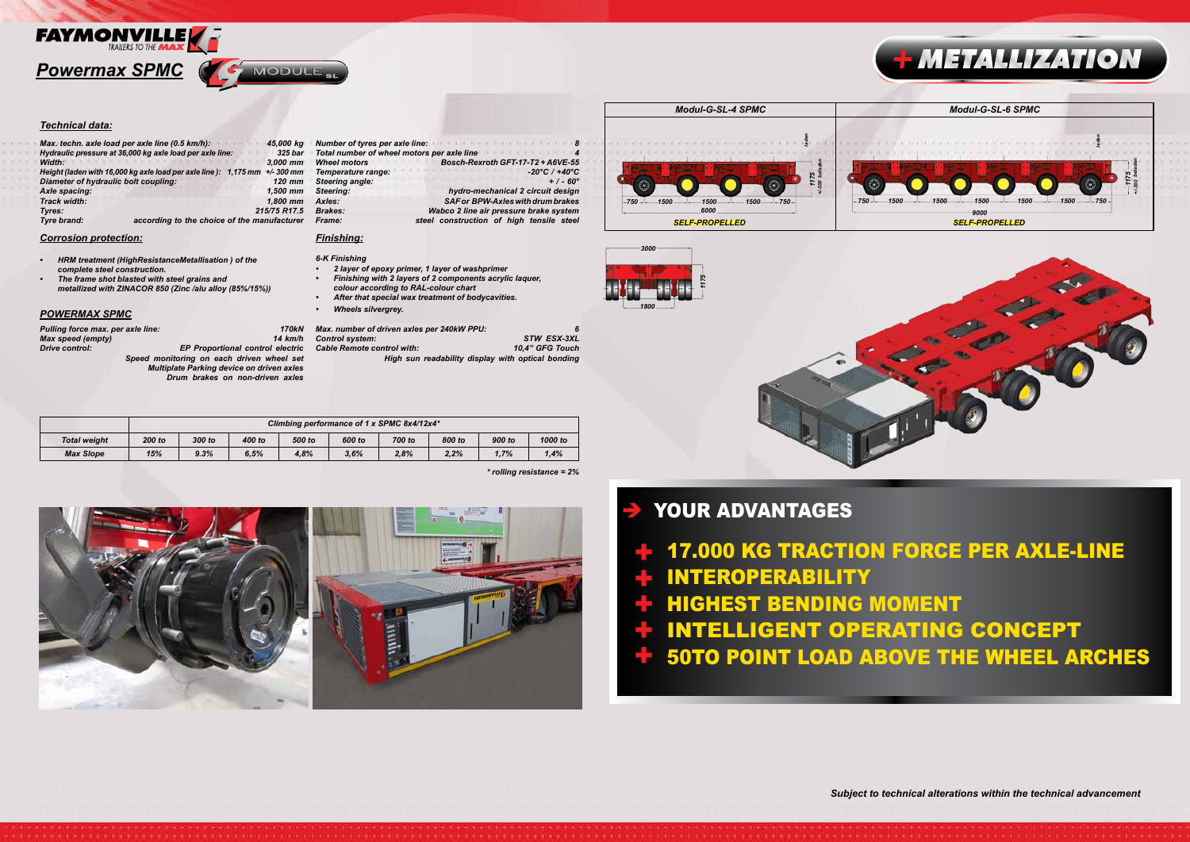# Powermax SPMC

MODULE SL

## + METALLIZATION

### Technical data:

| | |
|---|---|
| Max. techn. axle load per axle line (0.5 km/h): | 45,000 kg |
| Hydraulic pressure at 36,000 kg axle load per axle line: | 325 bar |
| Width: | 3,000 mm |
| Height (laden with 16,000 kg axle load per axle line ): | 1,175 mm +/- 300 mm |
| Diameter of hydraulic bolt coupling: | 120 mm |
| Axle spacing: | 1,500 mm |
| Track width: | 1,800 mm |
| Tyres: | 215/75 R17.5 |
| Tyre brand: | according to the choice of the manufacturer |

| | |
|---|---|
| Number of tyres per axle line: | 8 |
| Total number of wheel motors per axle line | 4 |
| Wheel motors | Bosch-Rexroth GFT-17-T2 + A6VE-55 |
| Temperature range: | -20°C / +40°C |
| Steering angle: | + / - 60° |
| Steering: | hydro-mechanical 2 circuit design |
| Axles: | SAF or BPW-Axles with drum brakes |
| Brakes: | Wabco 2 line air pressure brake system |
| Frame: | steel construction of high tensile steel |

### Corrosion protection:

- HRM treatment (HighResistanceMetallisation ) of the complete steel construction.
- The frame shot blasted with steel grains and metallized with ZINACOR 850 (Zinc /alu alloy (85%/15%))

### Finishing:

6-K Finishing

- 2 layer of epoxy primer, 1 layer of washprimer
- Finishing with 2 layers of 2 components acrylic laquer, colour according to RAL-colour chart
- After that special wax treatment of bodycavities.
- Wheels silvergrey.

### POWERMAX SPMC

| | |
|---|---|
| Pulling force max. per axle line: | 170kN |
| Max speed (empty) | 14 km/h |
| Drive control: | EP Proportional control electric |
| | Speed monitoring on each driven wheel set |
| | Multiplate Parking device on driven axles |
| | Drum brakes on non-driven axles |

| | |
|---|---|
| Max. number of driven axles per 240kW PPU: | 6 |
| Control system: | STW ESX-3XL |
| Cable Remote control with: | 10,4" GFG Touch |
| | High sun readability display with optical bonding |

| | Climbing performance of 1 x SPMC 8x4/12x4* | | | | | | | | |
|---|---|---|---|---|---|---|---|---|---|
| Total weight | 200 to | 300 to | 400 to | 500 to | 600 to | 700 to | 800 to | 900 to | 1000 to |
| Max Slope | 15% | 9.3% | 6,5% | 4,8% | 3,6% | 2,8% | 2,2% | 1,7% | 1,4% |

\* rolling resistance = 2%

Modul-G-SL-4 SPMC

750 1500 1500 1500 750
6000
1175 +/-300 beladen
SELF-PROPELLED

Modul-G-SL-6 SPMC

750 1500 1500 1500 1500 1500 750
9000
1175 +/-300 beladen
SELF-PROPELLED

3000
1175
1800

## YOUR ADVANTAGES

- 17.000 KG TRACTION FORCE PER AXLE-LINE
- INTEROPERABILITY
- HIGHEST BENDING MOMENT
- INTELLIGENT OPERATING CONCEPT
- 50TO POINT LOAD ABOVE THE WHEEL ARCHES

Subject to technical alterations within the technical advancement